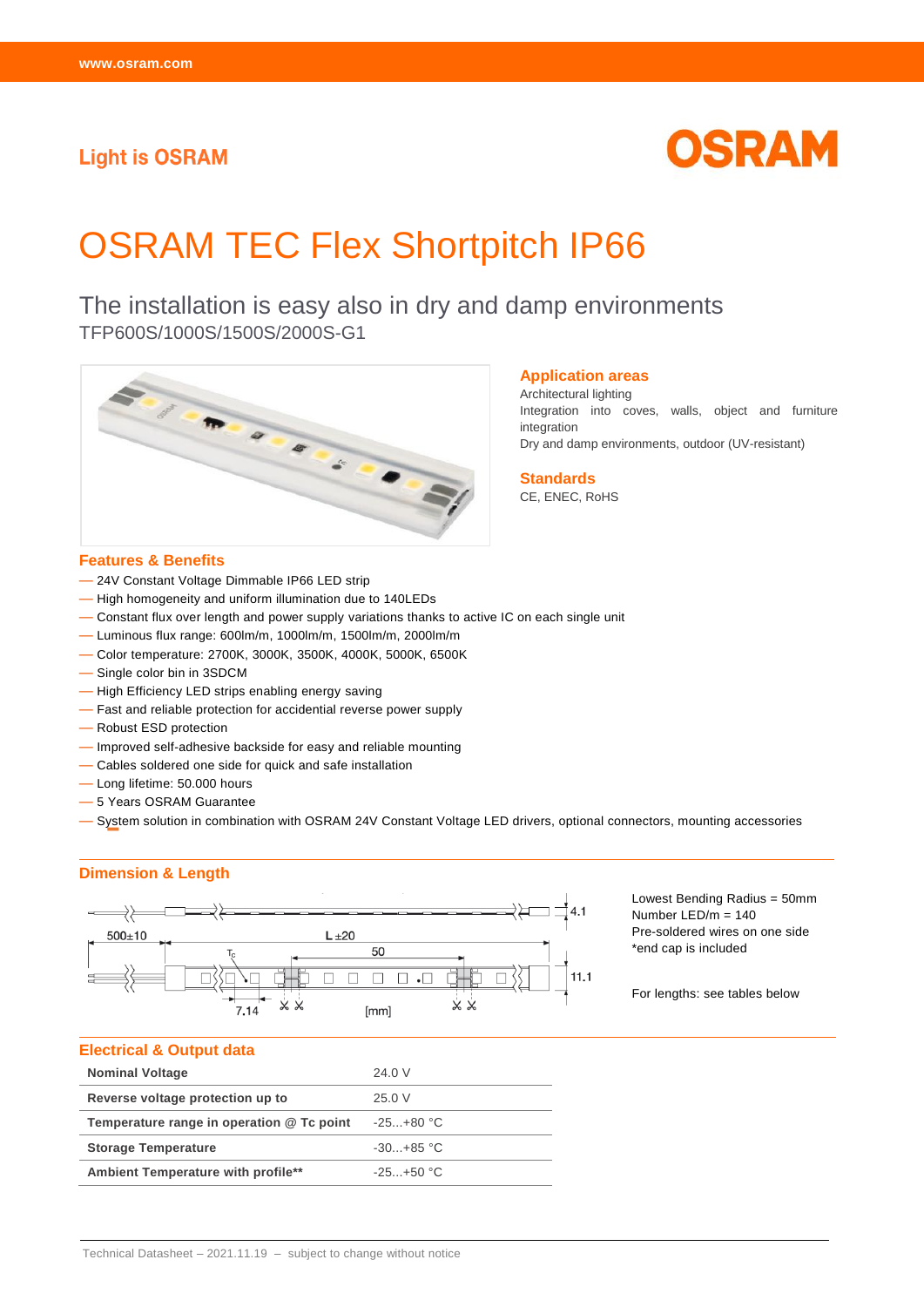Light is OSRAM

# OSRAM TEC Flex Shortpitch IP66

## The installation is easy also in dry and damp environments

TFP600S/1000S/1500S/2000S-G1

### Application areas

Architectural lighting

Integration into coves, walls, object and furniture integration

Dry and damp environments, outdoor (UV-resistant)

### Standards

CE, ENEC, RoHS

### Features & Benefits

- 24V Constant Voltage Dimmable IP66 LED strip
- High homogeneity and uniform illumination due to 140LEDs
- Constant flux over length and power supply variations thanks to active IC on each single unit
- Luminous flux range: 600lm/m, 1000lm/m, 1500lm/m, 2000lm/m
- Color temperature: 2700K, 3000K, 3500K, 4000K, 5000K, 6500K
- Single color bin in 3SDCM
- High Efficiency LED strips enabling energy saving
- Fast and reliable protection for accidential reverse power supply
- Robust ESD protection
- Improved self-adhesive backside for easy and reliable mounting
- Cables soldered one side for quick and safe installation
- Long lifetime: 50.000 hours
- 5 Years OSRAM Guarantee
- System solution in combination with OSRAM 24V Constant Voltage LED drivers, optional connectors, mounting accessories

### Dimension & Length

500±10 &nbsp; L ±20 &nbsp; 50 &nbsp; $T_c$ &nbsp; 7.14 &nbsp; 4.1 &nbsp; 11.1 &nbsp; [mm]

Lowest Bending Radius = 50mm
Number LED/m = 140
Pre-soldered wires on one side
*end cap is included

For lengths: see tables below

### Electrical & Output data

| | |
|---|---|
| **Nominal Voltage** | 24.0 V |
| **Reverse voltage protection up to** | 25.0 V |
| **Temperature range in operation @ Tc point** | -25...+80 °C |
| **Storage Temperature** | -30...+85 °C |
| **Ambient Temperature with profile**** | -25...+50 °C |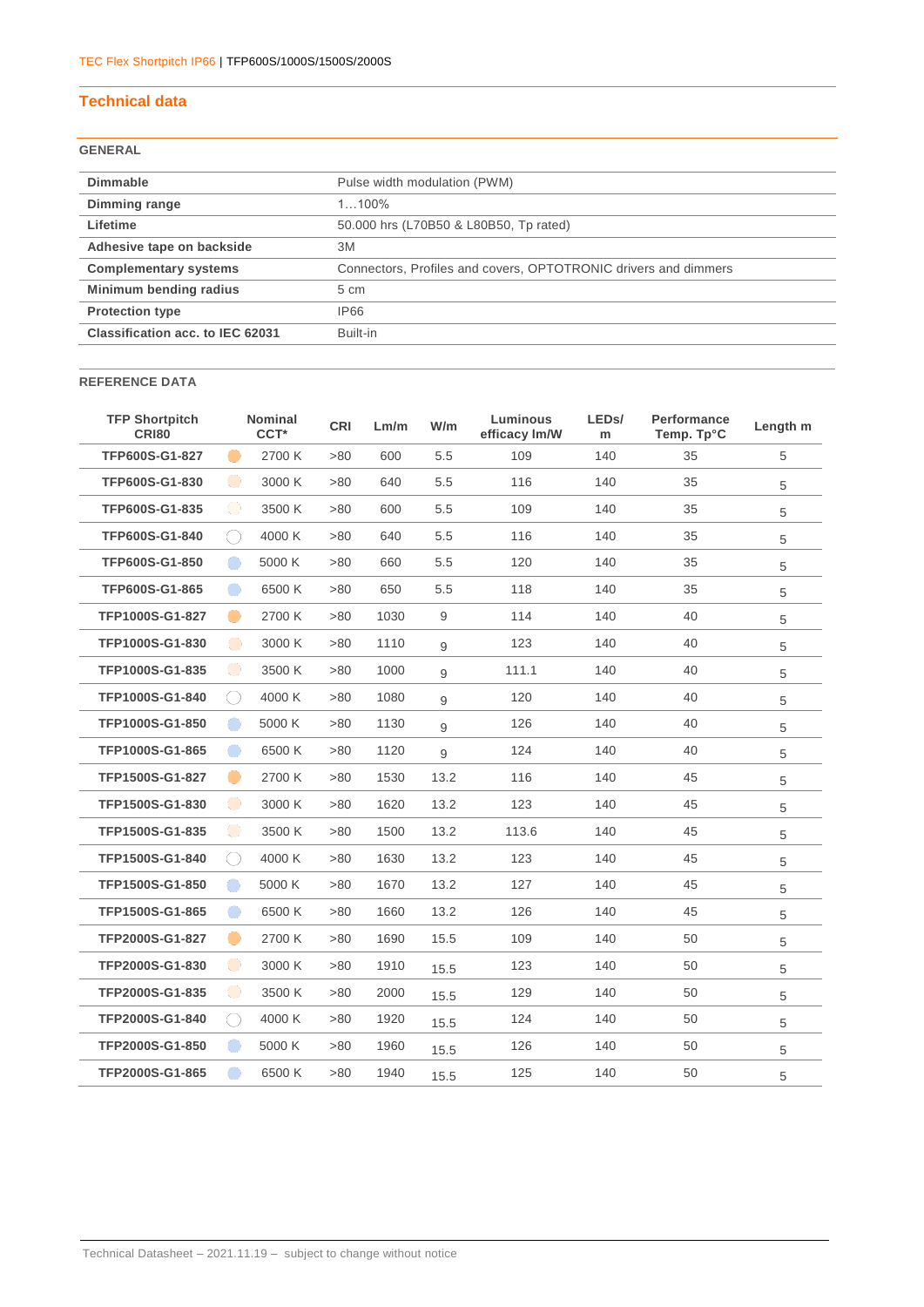## Technical data

### GENERAL

| | |
|---|---|
| **Dimmable** | Pulse width modulation (PWM) |
| **Dimming range** | 1…100% |
| **Lifetime** | 50.000 hrs (L70B50 & L80B50, Tp rated) |
| **Adhesive tape on backside** | 3M |
| **Complementary systems** | Connectors, Profiles and covers, OPTOTRONIC drivers and dimmers |
| **Minimum bending radius** | 5 cm |
| **Protection type** | IP66 |
| **Classification acc. to IEC 62031** | Built-in |

### REFERENCE DATA

| TFP Shortpitch CRI80 | Nominal CCT* | CRI | Lm/m | W/m | Luminous efficacy lm/W | LEDs/m | Performance Temp. Tp°C | Length m |
|---|---|---|---|---|---|---|---|---|
| **TFP600S-G1-827** | 2700 K | >80 | 600 | 5.5 | 109 | 140 | 35 | 5 |
| **TFP600S-G1-830** | 3000 K | >80 | 640 | 5.5 | 116 | 140 | 35 | 5 |
| **TFP600S-G1-835** | 3500 K | >80 | 600 | 5.5 | 109 | 140 | 35 | 5 |
| **TFP600S-G1-840** | 4000 K | >80 | 640 | 5.5 | 116 | 140 | 35 | 5 |
| **TFP600S-G1-850** | 5000 K | >80 | 660 | 5.5 | 120 | 140 | 35 | 5 |
| **TFP600S-G1-865** | 6500 K | >80 | 650 | 5.5 | 118 | 140 | 35 | 5 |
| **TFP1000S-G1-827** | 2700 K | >80 | 1030 | 9 | 114 | 140 | 40 | 5 |
| **TFP1000S-G1-830** | 3000 K | >80 | 1110 | 9 | 123 | 140 | 40 | 5 |
| **TFP1000S-G1-835** | 3500 K | >80 | 1000 | 9 | 111.1 | 140 | 40 | 5 |
| **TFP1000S-G1-840** | 4000 K | >80 | 1080 | 9 | 120 | 140 | 40 | 5 |
| **TFP1000S-G1-850** | 5000 K | >80 | 1130 | 9 | 126 | 140 | 40 | 5 |
| **TFP1000S-G1-865** | 6500 K | >80 | 1120 | 9 | 124 | 140 | 40 | 5 |
| **TFP1500S-G1-827** | 2700 K | >80 | 1530 | 13.2 | 116 | 140 | 45 | 5 |
| **TFP1500S-G1-830** | 3000 K | >80 | 1620 | 13.2 | 123 | 140 | 45 | 5 |
| **TFP1500S-G1-835** | 3500 K | >80 | 1500 | 13.2 | 113.6 | 140 | 45 | 5 |
| **TFP1500S-G1-840** | 4000 K | >80 | 1630 | 13.2 | 123 | 140 | 45 | 5 |
| **TFP1500S-G1-850** | 5000 K | >80 | 1670 | 13.2 | 127 | 140 | 45 | 5 |
| **TFP1500S-G1-865** | 6500 K | >80 | 1660 | 13.2 | 126 | 140 | 45 | 5 |
| **TFP2000S-G1-827** | 2700 K | >80 | 1690 | 15.5 | 109 | 140 | 50 | 5 |
| **TFP2000S-G1-830** | 3000 K | >80 | 1910 | 15.5 | 123 | 140 | 50 | 5 |
| **TFP2000S-G1-835** | 3500 K | >80 | 2000 | 15.5 | 129 | 140 | 50 | 5 |
| **TFP2000S-G1-840** | 4000 K | >80 | 1920 | 15.5 | 124 | 140 | 50 | 5 |
| **TFP2000S-G1-850** | 5000 K | >80 | 1960 | 15.5 | 126 | 140 | 50 | 5 |
| **TFP2000S-G1-865** | 6500 K | >80 | 1940 | 15.5 | 125 | 140 | 50 | 5 |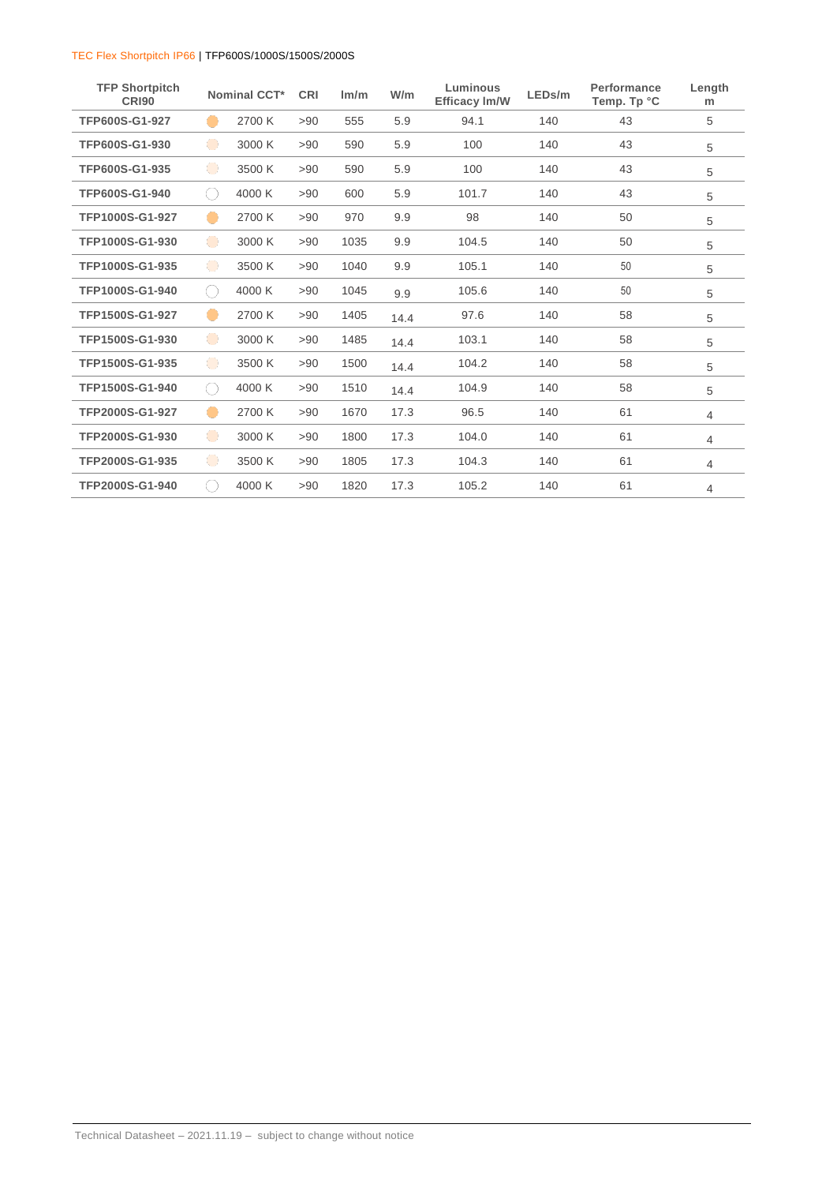| TFP Shortpitch CRI90 | Nominal CCT* | CRI | lm/m | W/m | Luminous Efficacy lm/W | LEDs/m | Performance Temp. Tp °C | Length m |
|---|---|---|---|---|---|---|---|---|
| TFP600S-G1-927 | 2700 K | >90 | 555 | 5.9 | 94.1 | 140 | 43 | 5 |
| TFP600S-G1-930 | 3000 K | >90 | 590 | 5.9 | 100 | 140 | 43 | 5 |
| TFP600S-G1-935 | 3500 K | >90 | 590 | 5.9 | 100 | 140 | 43 | 5 |
| TFP600S-G1-940 | 4000 K | >90 | 600 | 5.9 | 101.7 | 140 | 43 | 5 |
| TFP1000S-G1-927 | 2700 K | >90 | 970 | 9.9 | 98 | 140 | 50 | 5 |
| TFP1000S-G1-930 | 3000 K | >90 | 1035 | 9.9 | 104.5 | 140 | 50 | 5 |
| TFP1000S-G1-935 | 3500 K | >90 | 1040 | 9.9 | 105.1 | 140 | 50 | 5 |
| TFP1000S-G1-940 | 4000 K | >90 | 1045 | 9.9 | 105.6 | 140 | 50 | 5 |
| TFP1500S-G1-927 | 2700 K | >90 | 1405 | 14.4 | 97.6 | 140 | 58 | 5 |
| TFP1500S-G1-930 | 3000 K | >90 | 1485 | 14.4 | 103.1 | 140 | 58 | 5 |
| TFP1500S-G1-935 | 3500 K | >90 | 1500 | 14.4 | 104.2 | 140 | 58 | 5 |
| TFP1500S-G1-940 | 4000 K | >90 | 1510 | 14.4 | 104.9 | 140 | 58 | 5 |
| TFP2000S-G1-927 | 2700 K | >90 | 1670 | 17.3 | 96.5 | 140 | 61 | 4 |
| TFP2000S-G1-930 | 3000 K | >90 | 1800 | 17.3 | 104.0 | 140 | 61 | 4 |
| TFP2000S-G1-935 | 3500 K | >90 | 1805 | 17.3 | 104.3 | 140 | 61 | 4 |
| TFP2000S-G1-940 | 4000 K | >90 | 1820 | 17.3 | 105.2 | 140 | 61 | 4 |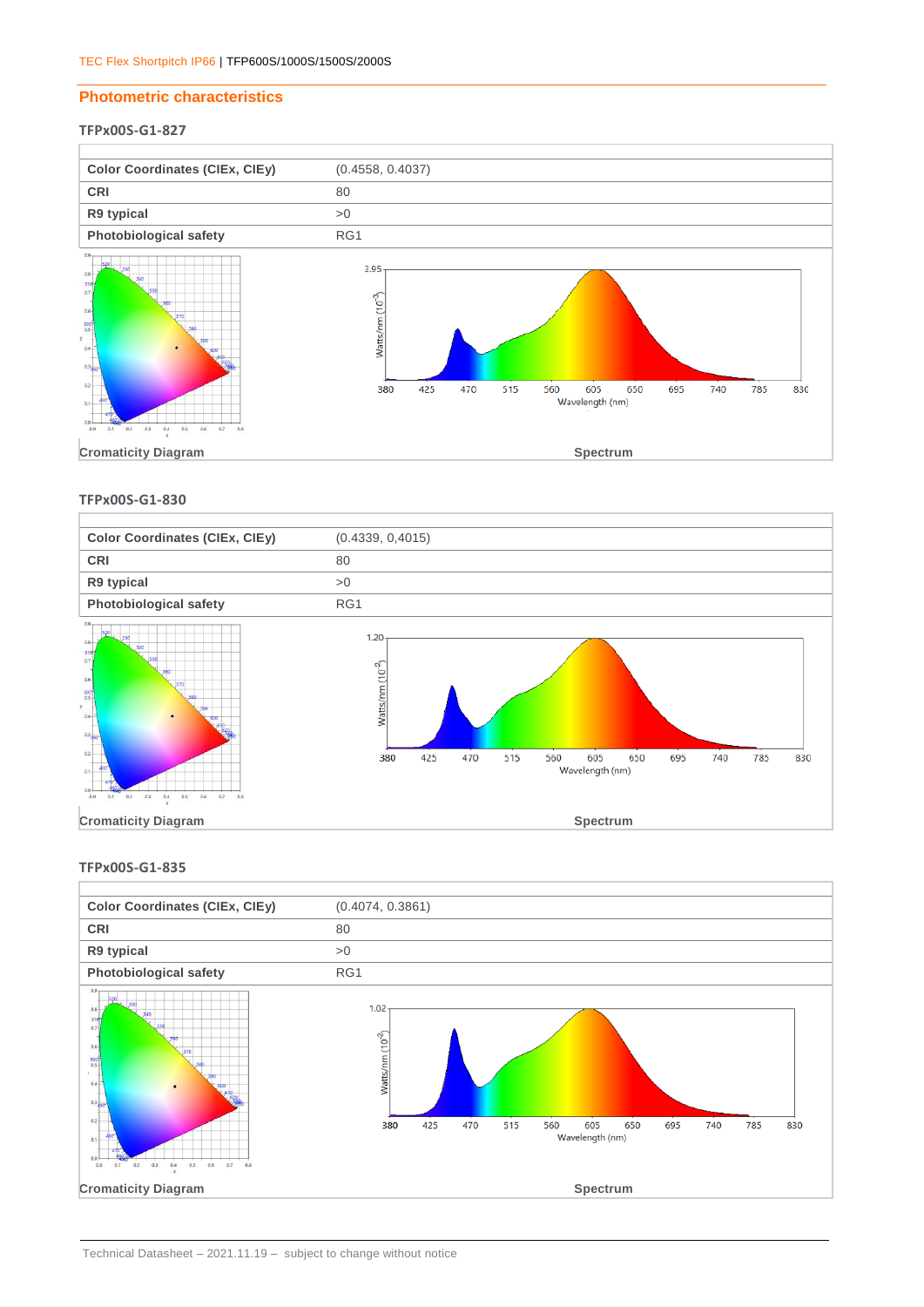## Photometric characteristics

### TFPx00S-G1-827

| Color Coordinates (CIEx, CIEy) | (0.4558, 0.4037) |
|---|---|
| CRI | 80 |
| R9 typical | >0 |
| Photobiological safety | RG1 |

Cromaticity Diagram

Spectrum

### TFPx00S-G1-830

| Color Coordinates (CIEx, CIEy) | (0.4339, 0,4015) |
|---|---|
| CRI | 80 |
| R9 typical | >0 |
| Photobiological safety | RG1 |

Cromaticity Diagram

Spectrum

### TFPx00S-G1-835

| Color Coordinates (CIEx, CIEy) | (0.4074, 0.3861) |
|---|---|
| CRI | 80 |
| R9 typical | >0 |
| Photobiological safety | RG1 |

Cromaticity Diagram

Spectrum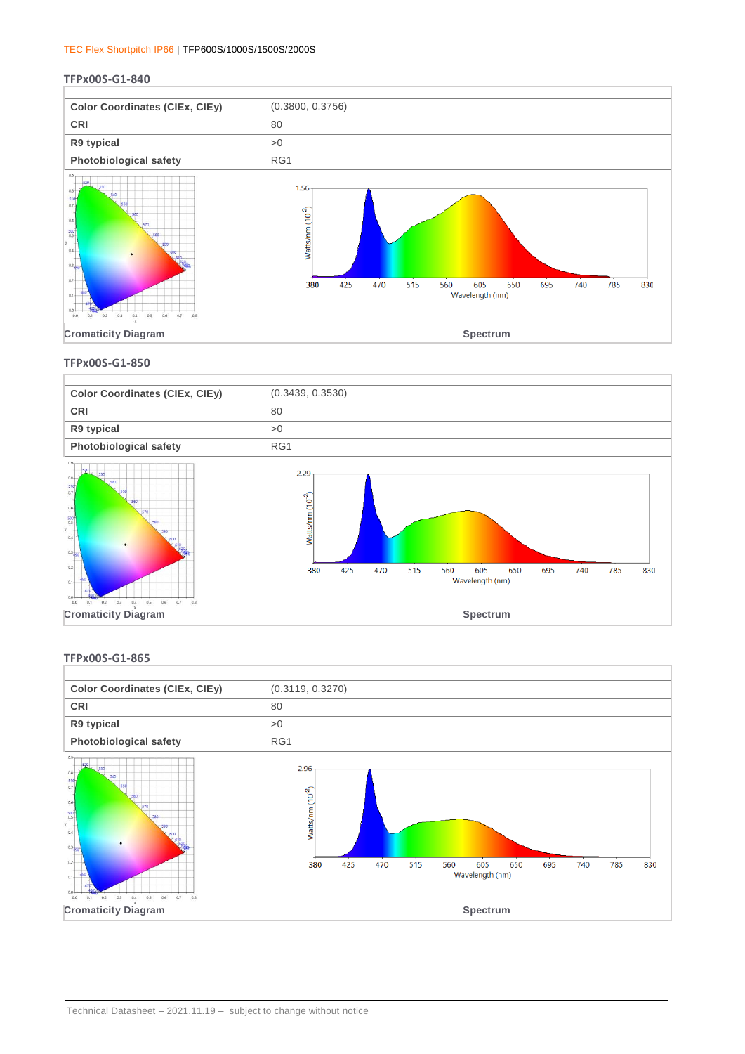### TFPx00S-G1-840

| Color Coordinates (CIEx, CIEy) | (0.3800, 0.3756) |
|---|---|
| CRI | 80 |
| R9 typical | >0 |
| Photobiological safety | RG1 |

Cromaticity Diagram

Spectrum

### TFPx00S-G1-850

| Color Coordinates (CIEx, CIEy) | (0.3439, 0.3530) |
|---|---|
| CRI | 80 |
| R9 typical | >0 |
| Photobiological safety | RG1 |

Cromaticity Diagram

Spectrum

### TFPx00S-G1-865

| Color Coordinates (CIEx, CIEy) | (0.3119, 0.3270) |
|---|---|
| CRI | 80 |
| R9 typical | >0 |
| Photobiological safety | RG1 |

Cromaticity Diagram

Spectrum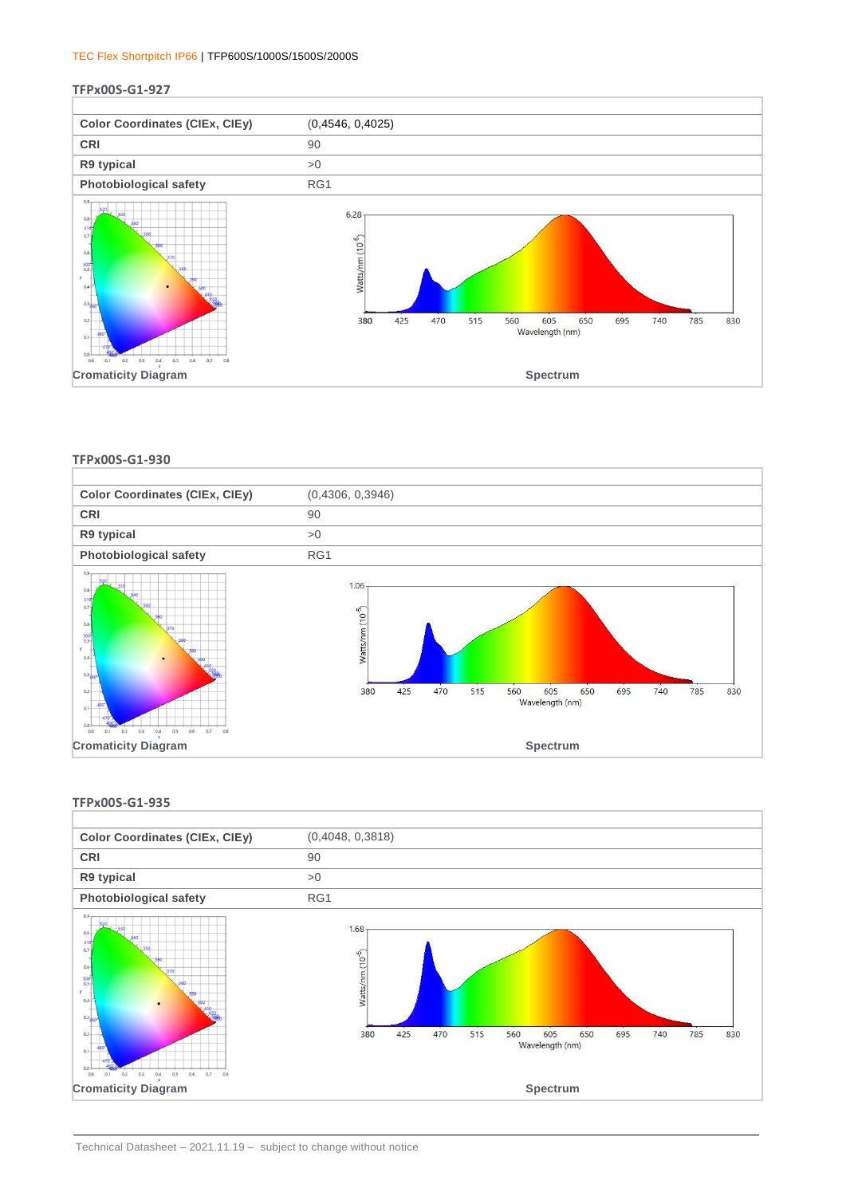## TFPx00S-G1-927

| Color Coordinates (CIEx, CIEy) | (0,4546, 0,4025) |
| --- | --- |
| CRI | 90 |
| R9 typical | >0 |
| Photobiological safety | RG1 |

Cromaticity Diagram

Spectrum

## TFPx00S-G1-930

| Color Coordinates (CIEx, CIEy) | (0,4306, 0,3946) |
| --- | --- |
| CRI | 90 |
| R9 typical | >0 |
| Photobiological safety | RG1 |

Cromaticity Diagram

Spectrum

## TFPx00S-G1-935

| Color Coordinates (CIEx, CIEy) | (0,4048, 0,3818) |
| --- | --- |
| CRI | 90 |
| R9 typical | >0 |
| Photobiological safety | RG1 |

Cromaticity Diagram

Spectrum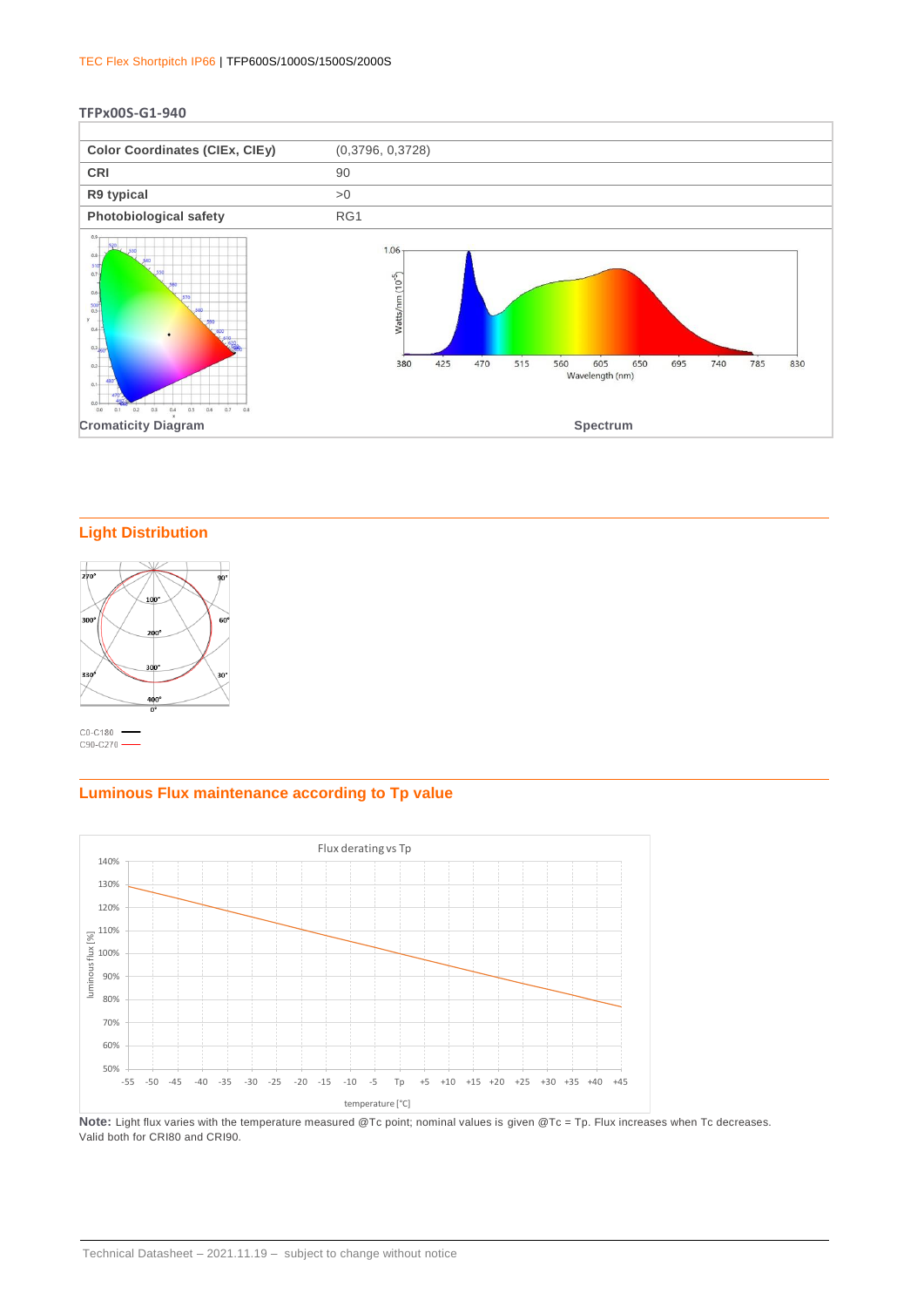**TFPx00S-G1-940**

| | |
|---|---|
| **Color Coordinates (CIEx, CIEy)** | (0,3796, 0,3728) |
| **CRI** | 90 |
| **R9 typical** | >0 |
| **Photobiological safety** | RG1 |

**Cromaticity Diagram**

**Spectrum**

## Light Distribution

C0-C180

C90-C270

## Luminous Flux maintenance according to Tp value

**Note:** Light flux varies with the temperature measured @Tc point; nominal values is given @Tc = Tp. Flux increases when Tc decreases. Valid both for CRI80 and CRI90.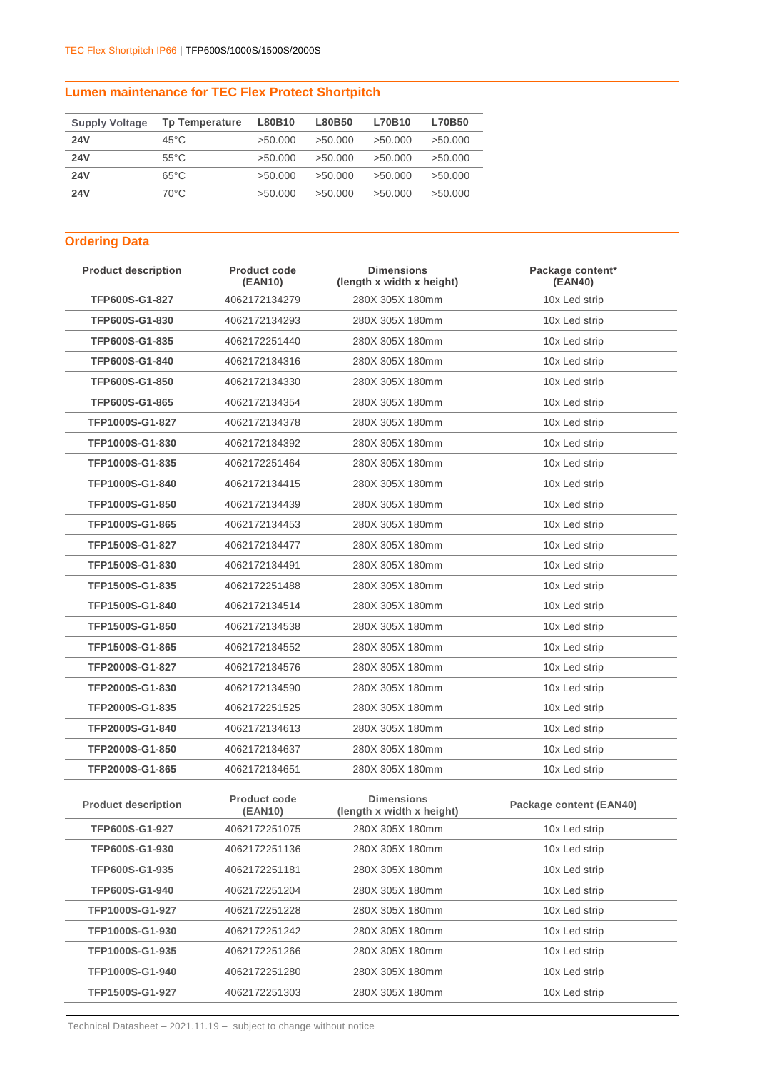## Lumen maintenance for TEC Flex Protect Shortpitch

| Supply Voltage | Tp Temperature | L80B10 | L80B50 | L70B10 | L70B50 |
|---|---|---|---|---|---|
| **24V** | 45°C | >50.000 | >50.000 | >50.000 | >50.000 |
| **24V** | 55°C | >50.000 | >50.000 | >50.000 | >50.000 |
| **24V** | 65°C | >50.000 | >50.000 | >50.000 | >50.000 |
| **24V** | 70°C | >50.000 | >50.000 | >50.000 | >50.000 |

## Ordering Data

| Product description | Product code (EAN10) | Dimensions (length x width x height) | Package content* (EAN40) |
|---|---|---|---|
| **TFP600S-G1-827** | 4062172134279 | 280X 305X 180mm | 10x Led strip |
| **TFP600S-G1-830** | 4062172134293 | 280X 305X 180mm | 10x Led strip |
| **TFP600S-G1-835** | 4062172251440 | 280X 305X 180mm | 10x Led strip |
| **TFP600S-G1-840** | 4062172134316 | 280X 305X 180mm | 10x Led strip |
| **TFP600S-G1-850** | 4062172134330 | 280X 305X 180mm | 10x Led strip |
| **TFP600S-G1-865** | 4062172134354 | 280X 305X 180mm | 10x Led strip |
| **TFP1000S-G1-827** | 4062172134378 | 280X 305X 180mm | 10x Led strip |
| **TFP1000S-G1-830** | 4062172134392 | 280X 305X 180mm | 10x Led strip |
| **TFP1000S-G1-835** | 4062172251464 | 280X 305X 180mm | 10x Led strip |
| **TFP1000S-G1-840** | 4062172134415 | 280X 305X 180mm | 10x Led strip |
| **TFP1000S-G1-850** | 4062172134439 | 280X 305X 180mm | 10x Led strip |
| **TFP1000S-G1-865** | 4062172134453 | 280X 305X 180mm | 10x Led strip |
| **TFP1500S-G1-827** | 4062172134477 | 280X 305X 180mm | 10x Led strip |
| **TFP1500S-G1-830** | 4062172134491 | 280X 305X 180mm | 10x Led strip |
| **TFP1500S-G1-835** | 4062172251488 | 280X 305X 180mm | 10x Led strip |
| **TFP1500S-G1-840** | 4062172134514 | 280X 305X 180mm | 10x Led strip |
| **TFP1500S-G1-850** | 4062172134538 | 280X 305X 180mm | 10x Led strip |
| **TFP1500S-G1-865** | 4062172134552 | 280X 305X 180mm | 10x Led strip |
| **TFP2000S-G1-827** | 4062172134576 | 280X 305X 180mm | 10x Led strip |
| **TFP2000S-G1-830** | 4062172134590 | 280X 305X 180mm | 10x Led strip |
| **TFP2000S-G1-835** | 4062172251525 | 280X 305X 180mm | 10x Led strip |
| **TFP2000S-G1-840** | 4062172134613 | 280X 305X 180mm | 10x Led strip |
| **TFP2000S-G1-850** | 4062172134637 | 280X 305X 180mm | 10x Led strip |
| **TFP2000S-G1-865** | 4062172134651 | 280X 305X 180mm | 10x Led strip |

| Product description | Product code (EAN10) | Dimensions (length x width x height) | Package content (EAN40) |
|---|---|---|---|
| **TFP600S-G1-927** | 4062172251075 | 280X 305X 180mm | 10x Led strip |
| **TFP600S-G1-930** | 4062172251136 | 280X 305X 180mm | 10x Led strip |
| **TFP600S-G1-935** | 4062172251181 | 280X 305X 180mm | 10x Led strip |
| **TFP600S-G1-940** | 4062172251204 | 280X 305X 180mm | 10x Led strip |
| **TFP1000S-G1-927** | 4062172251228 | 280X 305X 180mm | 10x Led strip |
| **TFP1000S-G1-930** | 4062172251242 | 280X 305X 180mm | 10x Led strip |
| **TFP1000S-G1-935** | 4062172251266 | 280X 305X 180mm | 10x Led strip |
| **TFP1000S-G1-940** | 4062172251280 | 280X 305X 180mm | 10x Led strip |
| **TFP1500S-G1-927** | 4062172251303 | 280X 305X 180mm | 10x Led strip |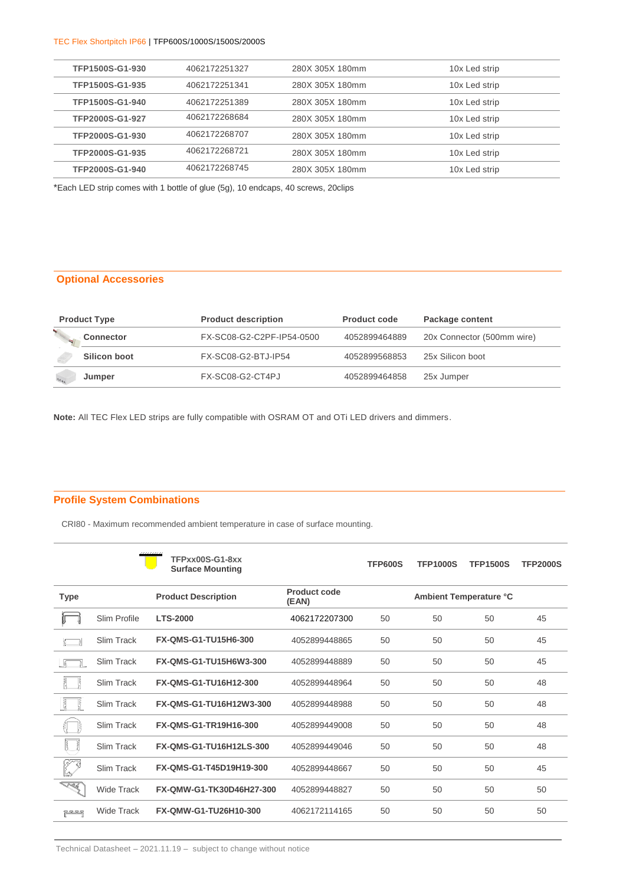| TFP1500S-G1-930 | 4062172251327 | 280X 305X 180mm | 10x Led strip |
|---|---|---|---|
| TFP1500S-G1-935 | 4062172251341 | 280X 305X 180mm | 10x Led strip |
| TFP1500S-G1-940 | 4062172251389 | 280X 305X 180mm | 10x Led strip |
| TFP2000S-G1-927 | 4062172268684 | 280X 305X 180mm | 10x Led strip |
| TFP2000S-G1-930 | 4062172268707 | 280X 305X 180mm | 10x Led strip |
| TFP2000S-G1-935 | 4062172268721 | 280X 305X 180mm | 10x Led strip |
| TFP2000S-G1-940 | 4062172268745 | 280X 305X 180mm | 10x Led strip |

*Each LED strip comes with 1 bottle of glue (5g), 10 endcaps, 40 screws, 20clips

## Optional Accessories

| Product Type | Product description | Product code | Package content |
|---|---|---|---|
| Connector | FX-SC08-G2-C2PF-IP54-0500 | 4052899464889 | 20x Connector (500mm wire) |
| Silicon boot | FX-SC08-G2-BTJ-IP54 | 4052899568853 | 25x Silicon boot |
| Jumper | FX-SC08-G2-CT4PJ | 4052899464858 | 25x Jumper |

**Note:** All TEC Flex LED strips are fully compatible with OSRAM OT and OTi LED drivers and dimmers.

## Profile System Combinations

CRI80 - Maximum recommended ambient temperature in case of surface mounting.

| | | TFPxx00S-G1-8xx Surface Mounting | | TFP600S | TFP1000S | TFP1500S | TFP2000S |
|---|---|---|---|---|---|---|---|
| Type | | Product Description | Product code (EAN) | Ambient Temperature °C | | | |
| | Slim Profile | LTS-2000 | 4062172207300 | 50 | 50 | 50 | 45 |
| | Slim Track | FX-QMS-G1-TU15H6-300 | 4052899448865 | 50 | 50 | 50 | 45 |
| | Slim Track | FX-QMS-G1-TU15H6W3-300 | 4052899448889 | 50 | 50 | 50 | 45 |
| | Slim Track | FX-QMS-G1-TU16H12-300 | 4052899448964 | 50 | 50 | 50 | 48 |
| | Slim Track | FX-QMS-G1-TU16H12W3-300 | 4052899448988 | 50 | 50 | 50 | 48 |
| | Slim Track | FX-QMS-G1-TR19H16-300 | 4052899449008 | 50 | 50 | 50 | 48 |
| | Slim Track | FX-QMS-G1-TU16H12LS-300 | 4052899449046 | 50 | 50 | 50 | 48 |
| | Slim Track | FX-QMS-G1-T45D19H19-300 | 4052899448667 | 50 | 50 | 50 | 45 |
| | Wide Track | FX-QMW-G1-TK30D46H27-300 | 4052899448827 | 50 | 50 | 50 | 50 |
| | Wide Track | FX-QMW-G1-TU26H10-300 | 4062172114165 | 50 | 50 | 50 | 50 |

Technical Datasheet – 2021.11.19 – subject to change without notice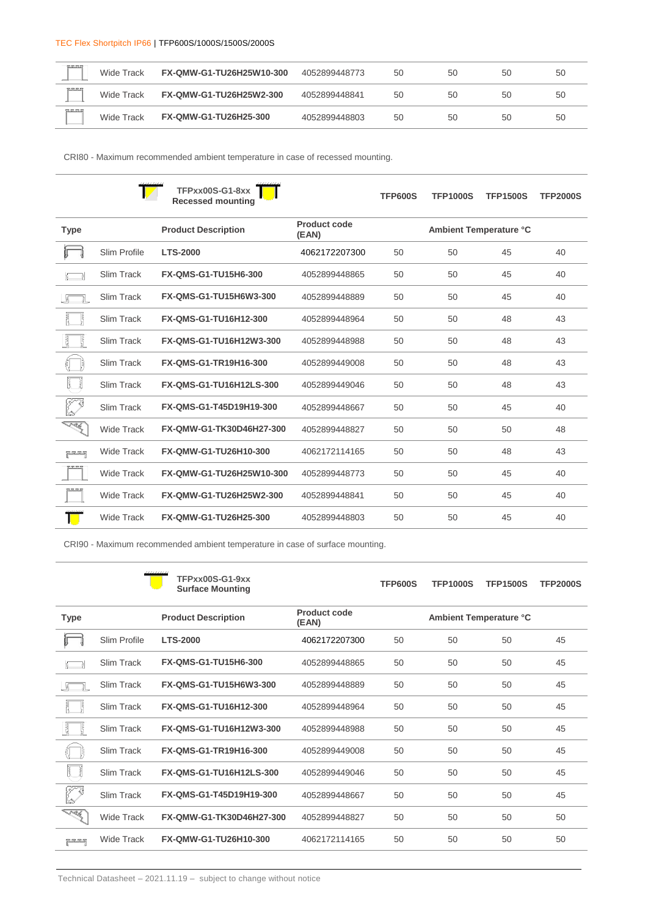| | Wide Track | FX-QMW-G1-TU26H25W10-300 | 4052899448773 | 50 | 50 | 50 | 50 |
|---|---|---|---|---|---|---|---|
| | Wide Track | FX-QMW-G1-TU26H25W2-300 | 4052899448841 | 50 | 50 | 50 | 50 |
| | Wide Track | FX-QMW-G1-TU26H25-300 | 4052899448803 | 50 | 50 | 50 | 50 |

CRI80 - Maximum recommended ambient temperature in case of recessed mounting.

| | | **TFPxx00S-G1-8xx Recessed mounting** | | **TFP600S** | **TFP1000S** | **TFP1500S** | **TFP2000S** |
|---|---|---|---|---|---|---|---|
| **Type** | | **Product Description** | **Product code (EAN)** | **Ambient Temperature °C** | | | |
| | Slim Profile | LTS-2000 | 4062172207300 | 50 | 50 | 45 | 40 |
| | Slim Track | FX-QMS-G1-TU15H6-300 | 4052899448865 | 50 | 50 | 45 | 40 |
| | Slim Track | FX-QMS-G1-TU15H6W3-300 | 4052899448889 | 50 | 50 | 45 | 40 |
| | Slim Track | FX-QMS-G1-TU16H12-300 | 4052899448964 | 50 | 50 | 48 | 43 |
| | Slim Track | FX-QMS-G1-TU16H12W3-300 | 4052899448988 | 50 | 50 | 48 | 43 |
| | Slim Track | FX-QMS-G1-TR19H16-300 | 4052899449008 | 50 | 50 | 48 | 43 |
| | Slim Track | FX-QMS-G1-TU16H12LS-300 | 4052899449046 | 50 | 50 | 48 | 43 |
| | Slim Track | FX-QMS-G1-T45D19H19-300 | 4052899448667 | 50 | 50 | 45 | 40 |
| | Wide Track | FX-QMW-G1-TK30D46H27-300 | 4052899448827 | 50 | 50 | 50 | 48 |
| | Wide Track | FX-QMW-G1-TU26H10-300 | 4062172114165 | 50 | 50 | 48 | 43 |
| | Wide Track | FX-QMW-G1-TU26H25W10-300 | 4052899448773 | 50 | 50 | 45 | 40 |
| | Wide Track | FX-QMW-G1-TU26H25W2-300 | 4052899448841 | 50 | 50 | 45 | 40 |
| | Wide Track | FX-QMW-G1-TU26H25-300 | 4052899448803 | 50 | 50 | 45 | 40 |

CRI90 - Maximum recommended ambient temperature in case of surface mounting.

| | | **TFPxx00S-G1-9xx Surface Mounting** | | **TFP600S** | **TFP1000S** | **TFP1500S** | **TFP2000S** |
|---|---|---|---|---|---|---|---|
| **Type** | | **Product Description** | **Product code (EAN)** | **Ambient Temperature °C** | | | |
| | Slim Profile | LTS-2000 | 4062172207300 | 50 | 50 | 50 | 45 |
| | Slim Track | FX-QMS-G1-TU15H6-300 | 4052899448865 | 50 | 50 | 50 | 45 |
| | Slim Track | FX-QMS-G1-TU15H6W3-300 | 4052899448889 | 50 | 50 | 50 | 45 |
| | Slim Track | FX-QMS-G1-TU16H12-300 | 4052899448964 | 50 | 50 | 50 | 45 |
| | Slim Track | FX-QMS-G1-TU16H12W3-300 | 4052899448988 | 50 | 50 | 50 | 45 |
| | Slim Track | FX-QMS-G1-TR19H16-300 | 4052899449008 | 50 | 50 | 50 | 45 |
| | Slim Track | FX-QMS-G1-TU16H12LS-300 | 4052899449046 | 50 | 50 | 50 | 45 |
| | Slim Track | FX-QMS-G1-T45D19H19-300 | 4052899448667 | 50 | 50 | 50 | 45 |
| | Wide Track | FX-QMW-G1-TK30D46H27-300 | 4052899448827 | 50 | 50 | 50 | 50 |
| | Wide Track | FX-QMW-G1-TU26H10-300 | 4062172114165 | 50 | 50 | 50 | 50 |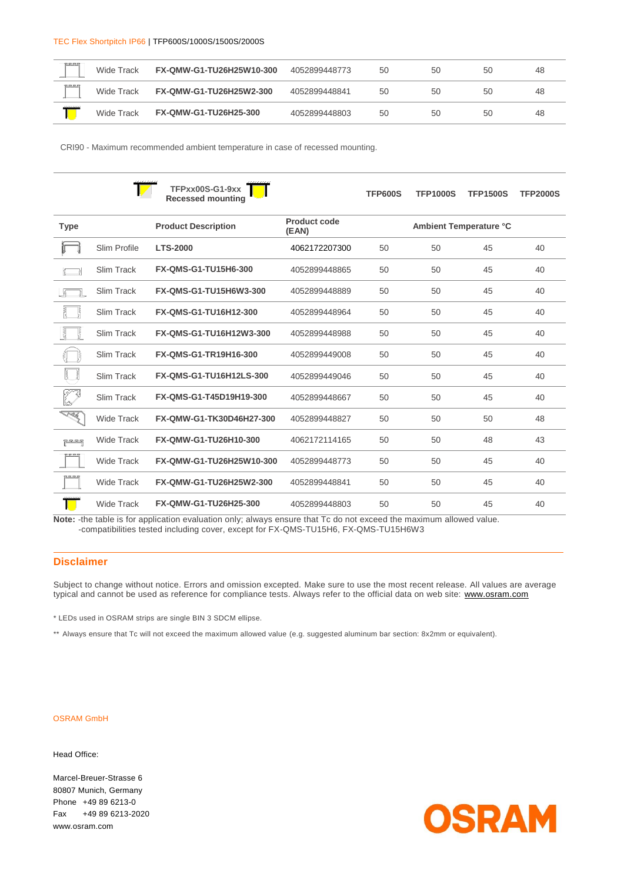| | | | | | | | |
|---|---|---|---|---|---|---|---|
| | Wide Track | **FX-QMW-G1-TU26H25W10-300** | 4052899448773 | 50 | 50 | 50 | 48 |
| | Wide Track | **FX-QMW-G1-TU26H25W2-300** | 4052899448841 | 50 | 50 | 50 | 48 |
| | Wide Track | **FX-QMW-G1-TU26H25-300** | 4052899448803 | 50 | 50 | 50 | 48 |

CRI90 - Maximum recommended ambient temperature in case of recessed mounting.

| | | **TFPxx00S-G1-9xx Recessed mounting** | | **TFP600S** | **TFP1000S** | **TFP1500S** | **TFP2000S** |
|---|---|---|---|---|---|---|---|
| **Type** | | **Product Description** | **Product code (EAN)** | **Ambient Temperature °C** | | | |
| | Slim Profile | **LTS-2000** | 4062172207300 | 50 | 50 | 45 | 40 |
| | Slim Track | **FX-QMS-G1-TU15H6-300** | 4052899448865 | 50 | 50 | 45 | 40 |
| | Slim Track | **FX-QMS-G1-TU15H6W3-300** | 4052899448889 | 50 | 50 | 45 | 40 |
| | Slim Track | **FX-QMS-G1-TU16H12-300** | 4052899448964 | 50 | 50 | 45 | 40 |
| | Slim Track | **FX-QMS-G1-TU16H12W3-300** | 4052899448988 | 50 | 50 | 45 | 40 |
| | Slim Track | **FX-QMS-G1-TR19H16-300** | 4052899449008 | 50 | 50 | 45 | 40 |
| | Slim Track | **FX-QMS-G1-TU16H12LS-300** | 4052899449046 | 50 | 50 | 45 | 40 |
| | Slim Track | **FX-QMS-G1-T45D19H19-300** | 4052899448667 | 50 | 50 | 45 | 40 |
| | Wide Track | **FX-QMW-G1-TK30D46H27-300** | 4052899448827 | 50 | 50 | 50 | 48 |
| | Wide Track | **FX-QMW-G1-TU26H10-300** | 4062172114165 | 50 | 50 | 48 | 43 |
| | Wide Track | **FX-QMW-G1-TU26H25W10-300** | 4052899448773 | 50 | 50 | 45 | 40 |
| | Wide Track | **FX-QMW-G1-TU26H25W2-300** | 4052899448841 | 50 | 50 | 45 | 40 |
| | Wide Track | **FX-QMW-G1-TU26H25-300** | 4052899448803 | 50 | 50 | 45 | 40 |

**Note:** -the table is for application evaluation only; always ensure that Tc do not exceed the maximum allowed value.
-compatibilities tested including cover, except for FX-QMS-TU15H6, FX-QMS-TU15H6W3

## Disclaimer

Subject to change without notice. Errors and omission excepted. Make sure to use the most recent release. All values are average typical and cannot be used as reference for compliance tests. Always refer to the official data on web site: www.osram.com

* LEDs used in OSRAM strips are single BIN 3 SDCM ellipse.

** Always ensure that Tc will not exceed the maximum allowed value (e.g. suggested aluminum bar section: 8x2mm or equivalent).

OSRAM GmbH

Head Office:

Marcel-Breuer-Strasse 6
80807 Munich, Germany
Phone +49 89 6213-0
Fax +49 89 6213-2020
www.osram.com

OSRAM